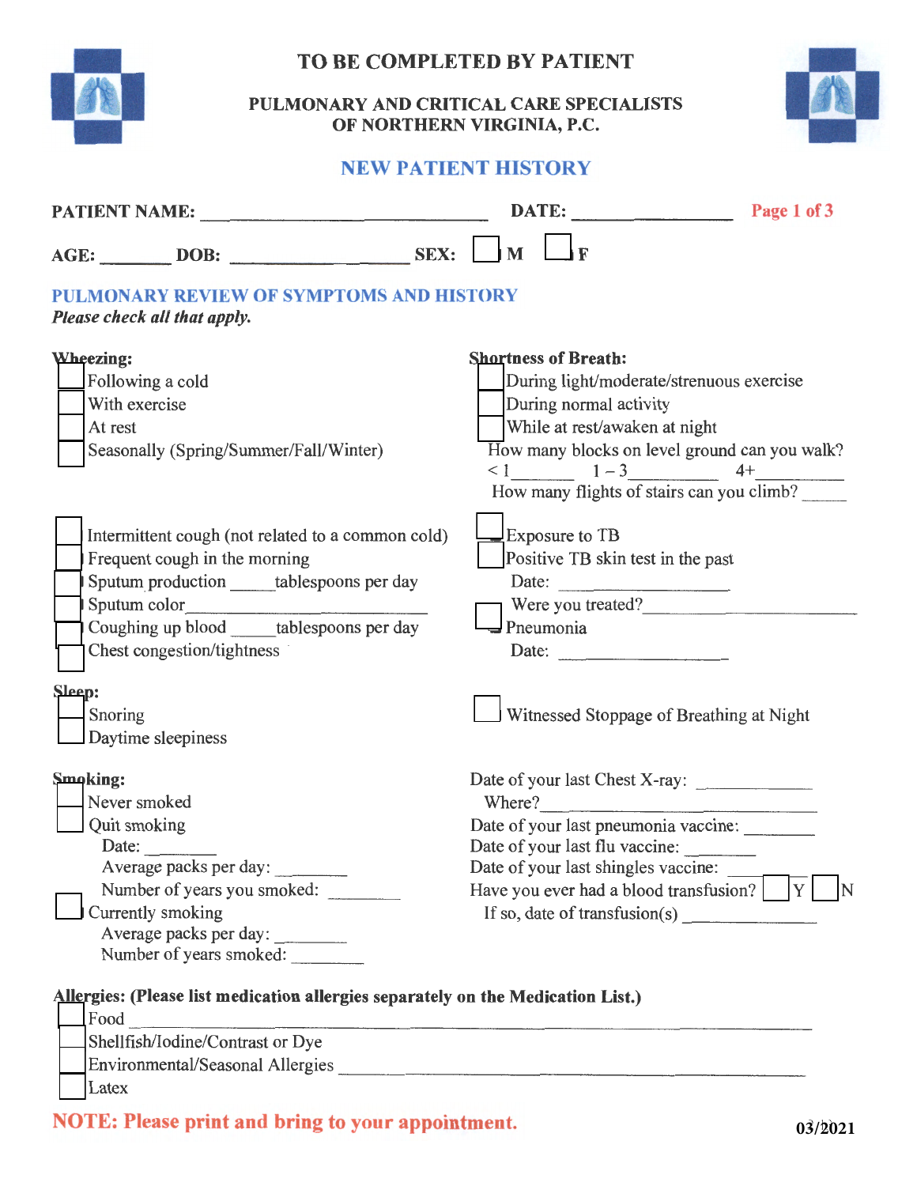# TO BE COMPLETED BY PATIENT

## PULMONARY AND CRITICAL CARE SPECIALISTS OF NORTHERN VIRGINIA, P.C.

## NEW PATIENT HISTORY

**PATIENT NAME:** ______________________________ **DATE:** ________________

**AGE:** _______ **DOB:** __________________ **SEX:** ☐ M ☐ F

### PULMONARY REVIEW OF SYMPTOMS AND HISTORY

*Please check all that apply.*

**Wheezing:**
- ☐ Following a cold
- ☐ With exercise
- ☐ At rest
- ☐ Seasonally (Spring/Summer/Fall/Winter)

**Shortness of Breath:**
- ☐ During light/moderate/strenuous exercise
- ☐ During normal activity
- ☐ While at rest/awaken at night

How many blocks on level ground can you walk?
< 1_______ 1 – 3__________ 4+__________

How many flights of stairs can you climb? _____

- ☐ Intermittent cough (not related to a common cold)
- ☐ Frequent cough in the morning
- ☐ Sputum production _____tablespoons per day
- ☐ Sputum color______________________________
- ☐ Coughing up blood _____tablespoons per day
- ☐ Chest congestion/tightness

- ☐ Exposure to TB
- ☐ Positive TB skin test in the past
  - Date: __________________
  - Were you treated?______________________
- ☐ Pneumonia
  - Date: __________________

**Sleep:**
- ☐ Snoring
- ☐ Daytime sleepiness

- ☐ Witnessed Stoppage of Breathing at Night

**Smoking:**
- ☐ Never smoked
- ☐ Quit smoking
  - Date: _______
  - Average packs per day: ________
  - Number of years you smoked: ________
- ☐ Currently smoking
  - Average packs per day: ________
  - Number of years smoked: ________

Date of your last Chest X-ray: ____________
Where?______________________________

Date of your last pneumonia vaccine: ________

Date of your last flu vaccine: ________

Date of your last shingles vaccine: ________

Have you ever had a blood transfusion? ☐ Y ☐ N

If so, date of transfusion(s) ______________

**Allergies: (Please list medication allergies separately on the Medication List.)**
- ☐ Food ______________________________________________________________
- ☐ Shellfish/Iodine/Contrast or Dye
- ☐ Environmental/Seasonal Allergies ______________________________________
- ☐ Latex

**NOTE: Please print and bring to your appointment.**

03/2021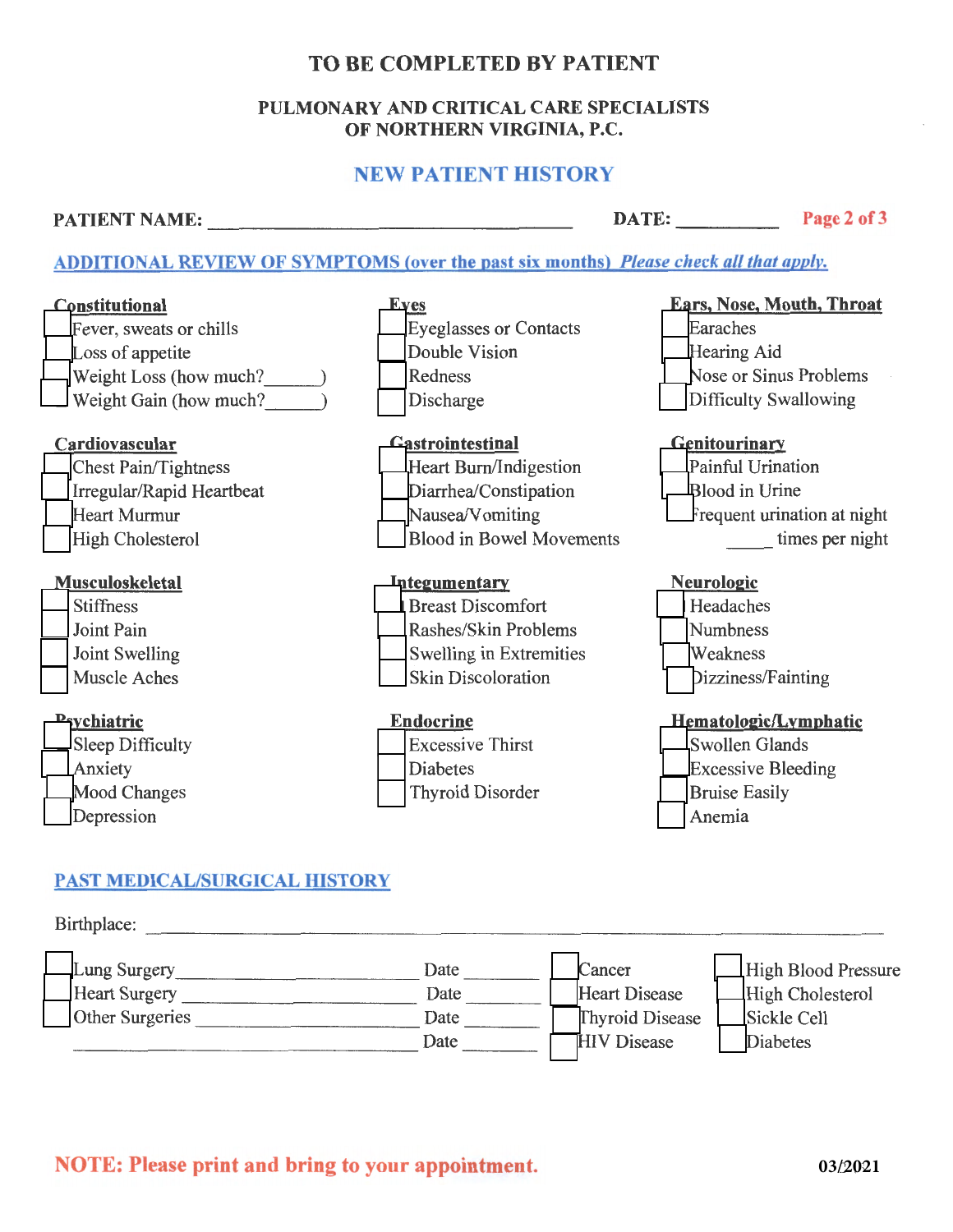# TO BE COMPLETED BY PATIENT

## PULMONARY AND CRITICAL CARE SPECIALISTS OF NORTHERN VIRGINIA, P.C.

## NEW PATIENT HISTORY

**PATIENT NAME:** ______________________________ **DATE:** __________ **Page 2 of 3**

### ADDITIONAL REVIEW OF SYMPTOMS (over the past six months) *Please check all that apply.*

**Constitutional**
- [ ] Fever, sweats or chills
- [ ] Loss of appetite
- [ ] Weight Loss (how much?______)
- [ ] Weight Gain (how much?______)

**Eyes**
- [ ] Eyeglasses or Contacts
- [ ] Double Vision
- [ ] Redness
- [ ] Discharge

**Ears, Nose, Mouth, Throat**
- [ ] Earaches
- [ ] Hearing Aid
- [ ] Nose or Sinus Problems
- [ ] Difficulty Swallowing

**Cardiovascular**
- [ ] Chest Pain/Tightness
- [ ] Irregular/Rapid Heartbeat
- [ ] Heart Murmur
- [ ] High Cholesterol

**Gastrointestinal**
- [ ] Heart Burn/Indigestion
- [ ] Diarrhea/Constipation
- [ ] Nausea/Vomiting
- [ ] Blood in Bowel Movements

**Genitourinary**
- [ ] Painful Urination
- [ ] Blood in Urine
- [ ] Frequent urination at night _____ times per night

**Musculoskeletal**
- [ ] Stiffness
- [ ] Joint Pain
- [ ] Joint Swelling
- [ ] Muscle Aches

**Integumentary**
- [ ] Breast Discomfort
- [ ] Rashes/Skin Problems
- [ ] Swelling in Extremities
- [ ] Skin Discoloration

**Neurologic**
- [ ] Headaches
- [ ] Numbness
- [ ] Weakness
- [ ] Dizziness/Fainting

**Psychiatric**
- [ ] Sleep Difficulty
- [ ] Anxiety
- [ ] Mood Changes
- [ ] Depression

**Endocrine**
- [ ] Excessive Thirst
- [ ] Diabetes
- [ ] Thyroid Disorder

**Hematologic/Lymphatic**
- [ ] Swollen Glands
- [ ] Excessive Bleeding
- [ ] Bruise Easily
- [ ] Anemia

### PAST MEDICAL/SURGICAL HISTORY

Birthplace: ____________________________________________

- [ ] Lung Surgery ______________________ Date ________
- [ ] Heart Surgery ______________________ Date ________
- [ ] Other Surgeries ______________________ Date ________
- ______________________________ Date ________

- [ ] Cancer
- [ ] Heart Disease
- [ ] Thyroid Disease
- [ ] HIV Disease

- [ ] High Blood Pressure
- [ ] High Cholesterol
- [ ] Sickle Cell
- [ ] Diabetes

**NOTE: Please print and bring to your appointment.**

03/2021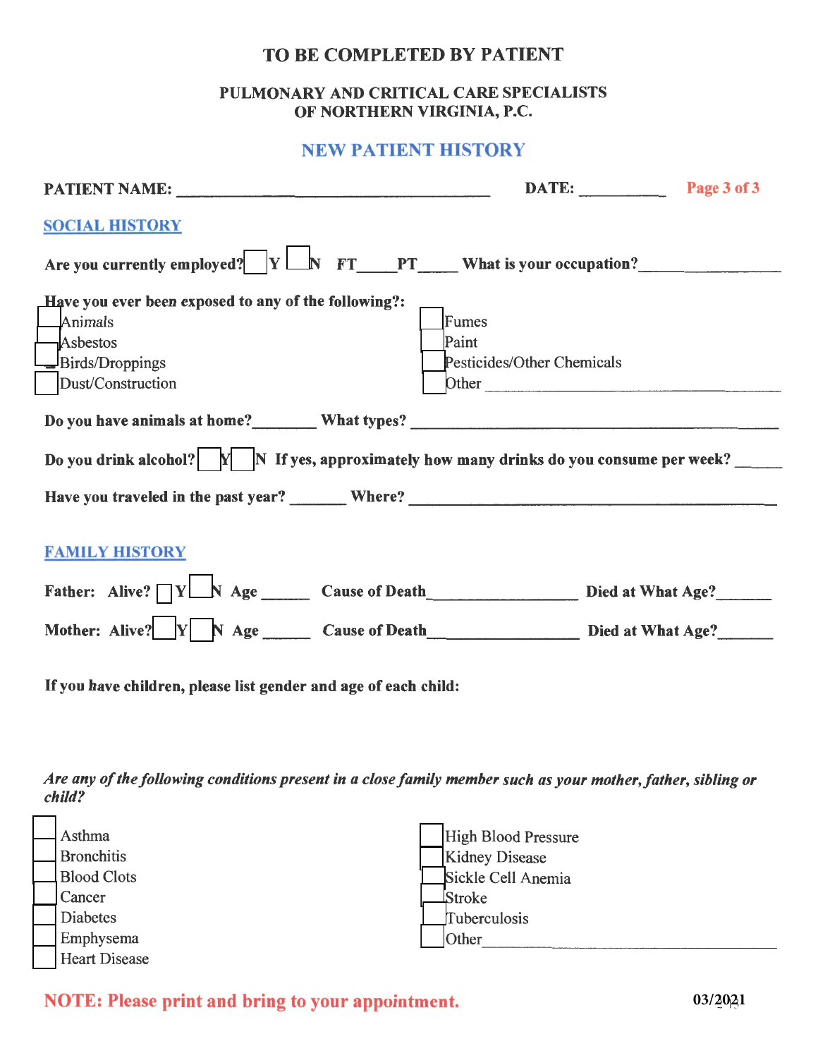# TO BE COMPLETED BY PATIENT

## PULMONARY AND CRITICAL CARE SPECIALISTS OF NORTHERN VIRGINIA, P.C.

## NEW PATIENT HISTORY

**PATIENT NAME:** ______________________________ **DATE:** __________ Page 3 of 3

### SOCIAL HISTORY

**Are you currently employed?** ☐ **Y** ☐ **N** **FT**____ **PT**____ **What is your occupation?**______________

**Have you ever been exposed to any of the following?:**

- ☐ Animals
- ☐ Asbestos
- ☐ Birds/Droppings
- ☐ Dust/Construction
- ☐ Fumes
- ☐ Paint
- ☐ Pesticides/Other Chemicals
- ☐ Other ______________________________

**Do you have animals at home?**________ **What types?** ______________________________

**Do you drink alcohol?** ☐ **Y** ☐ **N** **If yes, approximately how many drinks do you consume per week?** _____

**Have you traveled in the past year?** _______ **Where?** ______________________________

### FAMILY HISTORY

**Father: Alive?** ☐ **Y** ☐ **N** **Age** ______ **Cause of Death**________________ **Died at What Age?**______

**Mother: Alive?** ☐ **Y** ☐ **N** **Age** ______ **Cause of Death**________________ **Died at What Age?**______

**If you have children, please list gender and age of each child:**

***Are any of the following conditions present in a close family member such as your mother, father, sibling or child?***

- ☐ Asthma
- ☐ Bronchitis
- ☐ Blood Clots
- ☐ Cancer
- ☐ Diabetes
- ☐ Emphysema
- ☐ Heart Disease
- ☐ High Blood Pressure
- ☐ Kidney Disease
- ☐ Sickle Cell Anemia
- ☐ Stroke
- ☐ Tuberculosis
- ☐ Other ______________________________

**NOTE: Please print and bring to your appointment.**

03/2021